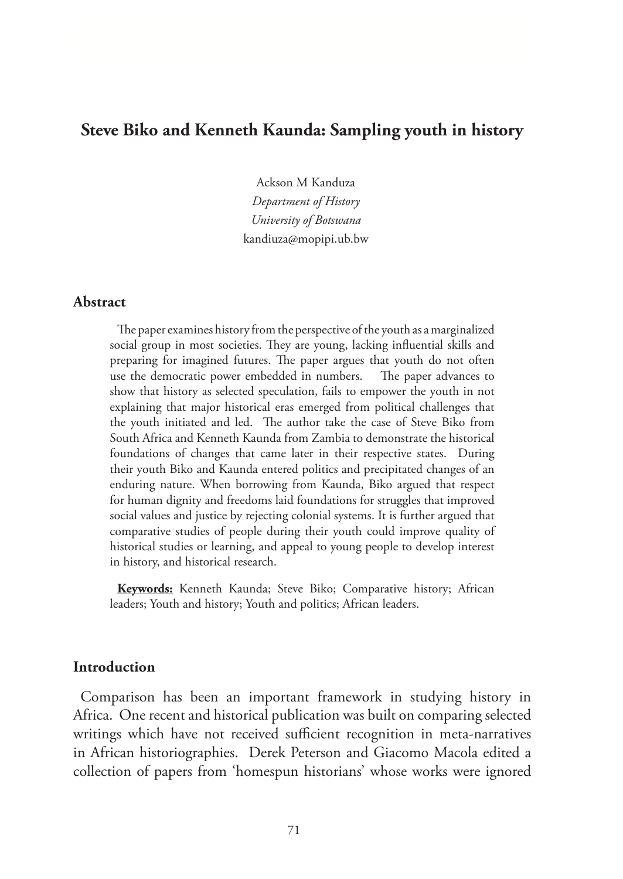# Steve Biko and Kenneth Kaunda: Sampling youth in history

Ackson M Kanduza
*Department of History*
*University of Botswana*
kandiuza@mopipi.ub.bw

## Abstract

The paper examines history from the perspective of the youth as a marginalized social group in most societies. They are young, lacking influential skills and preparing for imagined futures. The paper argues that youth do not often use the democratic power embedded in numbers. The paper advances to show that history as selected speculation, fails to empower the youth in not explaining that major historical eras emerged from political challenges that the youth initiated and led. The author take the case of Steve Biko from South Africa and Kenneth Kaunda from Zambia to demonstrate the historical foundations of changes that came later in their respective states. During their youth Biko and Kaunda entered politics and precipitated changes of an enduring nature. When borrowing from Kaunda, Biko argued that respect for human dignity and freedoms laid foundations for struggles that improved social values and justice by rejecting colonial systems. It is further argued that comparative studies of people during their youth could improve quality of historical studies or learning, and appeal to young people to develop interest in history, and historical research.

**Keywords:** Kenneth Kaunda; Steve Biko; Comparative history; African leaders; Youth and history; Youth and politics; African leaders.

## Introduction

Comparison has been an important framework in studying history in Africa. One recent and historical publication was built on comparing selected writings which have not received sufficient recognition in meta-narratives in African historiographies. Derek Peterson and Giacomo Macola edited a collection of papers from 'homespun historians' whose works were ignored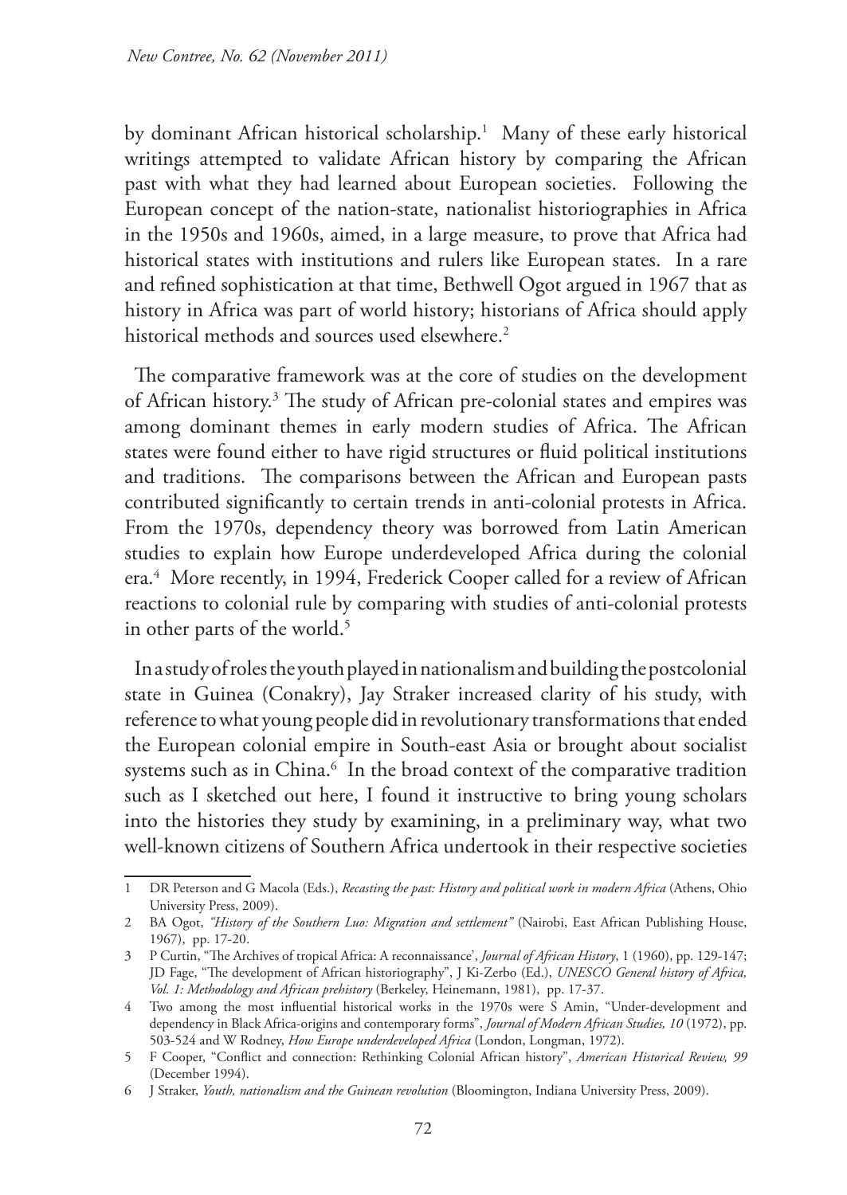by dominant African historical scholarship.[1] Many of these early historical writings attempted to validate African history by comparing the African past with what they had learned about European societies. Following the European concept of the nation-state, nationalist historiographies in Africa in the 1950s and 1960s, aimed, in a large measure, to prove that Africa had historical states with institutions and rulers like European states. In a rare and refined sophistication at that time, Bethwell Ogot argued in 1967 that as history in Africa was part of world history; historians of Africa should apply historical methods and sources used elsewhere.[2]

The comparative framework was at the core of studies on the development of African history.[3] The study of African pre-colonial states and empires was among dominant themes in early modern studies of Africa. The African states were found either to have rigid structures or fluid political institutions and traditions. The comparisons between the African and European pasts contributed significantly to certain trends in anti-colonial protests in Africa. From the 1970s, dependency theory was borrowed from Latin American studies to explain how Europe underdeveloped Africa during the colonial era.[4] More recently, in 1994, Frederick Cooper called for a review of African reactions to colonial rule by comparing with studies of anti-colonial protests in other parts of the world.[5]

In a study of roles the youth played in nationalism and building the postcolonial state in Guinea (Conakry), Jay Straker increased clarity of his study, with reference to what young people did in revolutionary transformations that ended the European colonial empire in South-east Asia or brought about socialist systems such as in China.[6] In the broad context of the comparative tradition such as I sketched out here, I found it instructive to bring young scholars into the histories they study by examining, in a preliminary way, what two well-known citizens of Southern Africa undertook in their respective societies

---

1 DR Peterson and G Macola (Eds.), *Recasting the past: History and political work in modern Africa* (Athens, Ohio University Press, 2009).

2 BA Ogot, *"History of the Southern Luo: Migration and settlement"* (Nairobi, East African Publishing House, 1967), pp. 17-20.

3 P Curtin, "The Archives of tropical Africa: A reconnaissance', *Journal of African History*, 1 (1960), pp. 129-147; JD Fage, "The development of African historiography", J Ki-Zerbo (Ed.), *UNESCO General history of Africa, Vol. 1: Methodology and African prehistory* (Berkeley, Heinemann, 1981), pp. 17-37.

4 Two among the most influential historical works in the 1970s were S Amin, "Under-development and dependency in Black Africa-origins and contemporary forms", *Journal of Modern African Studies, 10* (1972), pp. 503-524 and W Rodney, *How Europe underdeveloped Africa* (London, Longman, 1972).

5 F Cooper, "Conflict and connection: Rethinking Colonial African history", *American Historical Review, 99* (December 1994).

6 J Straker, *Youth, nationalism and the Guinean revolution* (Bloomington, Indiana University Press, 2009).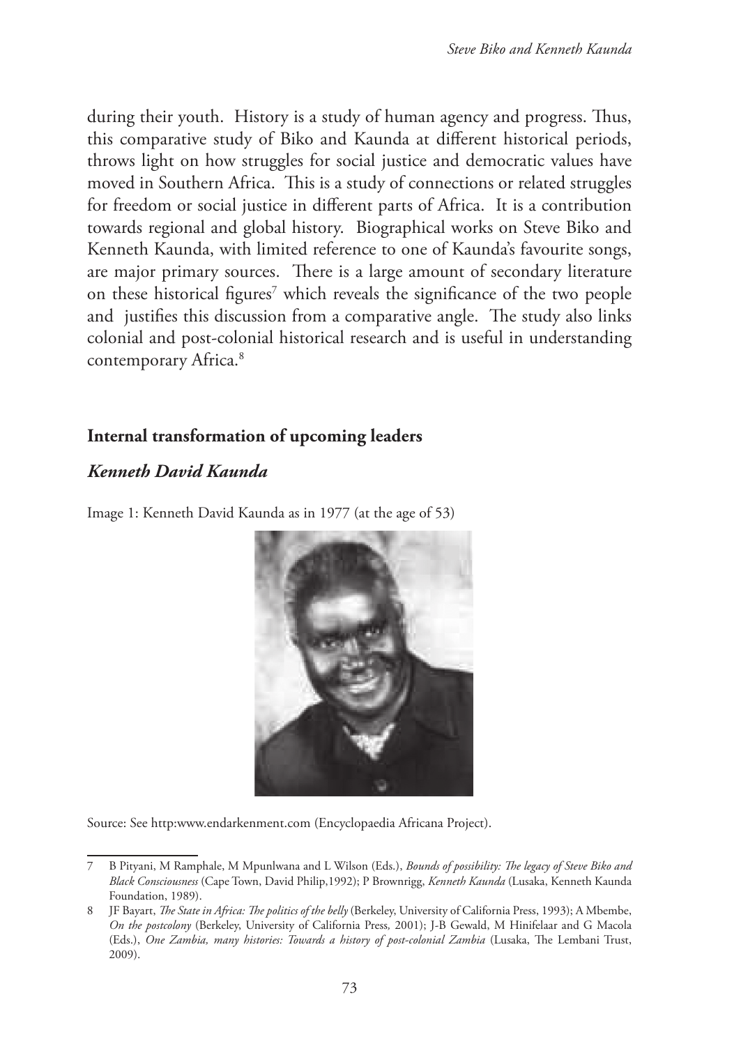during their youth. History is a study of human agency and progress. Thus, this comparative study of Biko and Kaunda at different historical periods, throws light on how struggles for social justice and democratic values have moved in Southern Africa. This is a study of connections or related struggles for freedom or social justice in different parts of Africa. It is a contribution towards regional and global history. Biographical works on Steve Biko and Kenneth Kaunda, with limited reference to one of Kaunda's favourite songs, are major primary sources. There is a large amount of secondary literature on these historical figures[7] which reveals the significance of the two people and justifies this discussion from a comparative angle. The study also links colonial and post-colonial historical research and is useful in understanding contemporary Africa.[8]

## Internal transformation of upcoming leaders

### *Kenneth David Kaunda*

Image 1: Kenneth David Kaunda as in 1977 (at the age of 53)

Source: See http:www.endarkenment.com (Encyclopaedia Africana Project).

---

7 B Pityani, M Ramphale, M Mpunlwana and L Wilson (Eds.), *Bounds of possibility: The legacy of Steve Biko and Black Consciousness* (Cape Town, David Philip,1992); P Brownrigg, *Kenneth Kaunda* (Lusaka, Kenneth Kaunda Foundation, 1989).

8 JF Bayart, *The State in Africa: The politics of the belly* (Berkeley, University of California Press, 1993); A Mbembe, *On the postcolony* (Berkeley, University of California Press, 2001); J-B Gewald, M Hinifelaar and G Macola (Eds.), *One Zambia, many histories: Towards a history of post-colonial Zambia* (Lusaka, The Lembani Trust, 2009).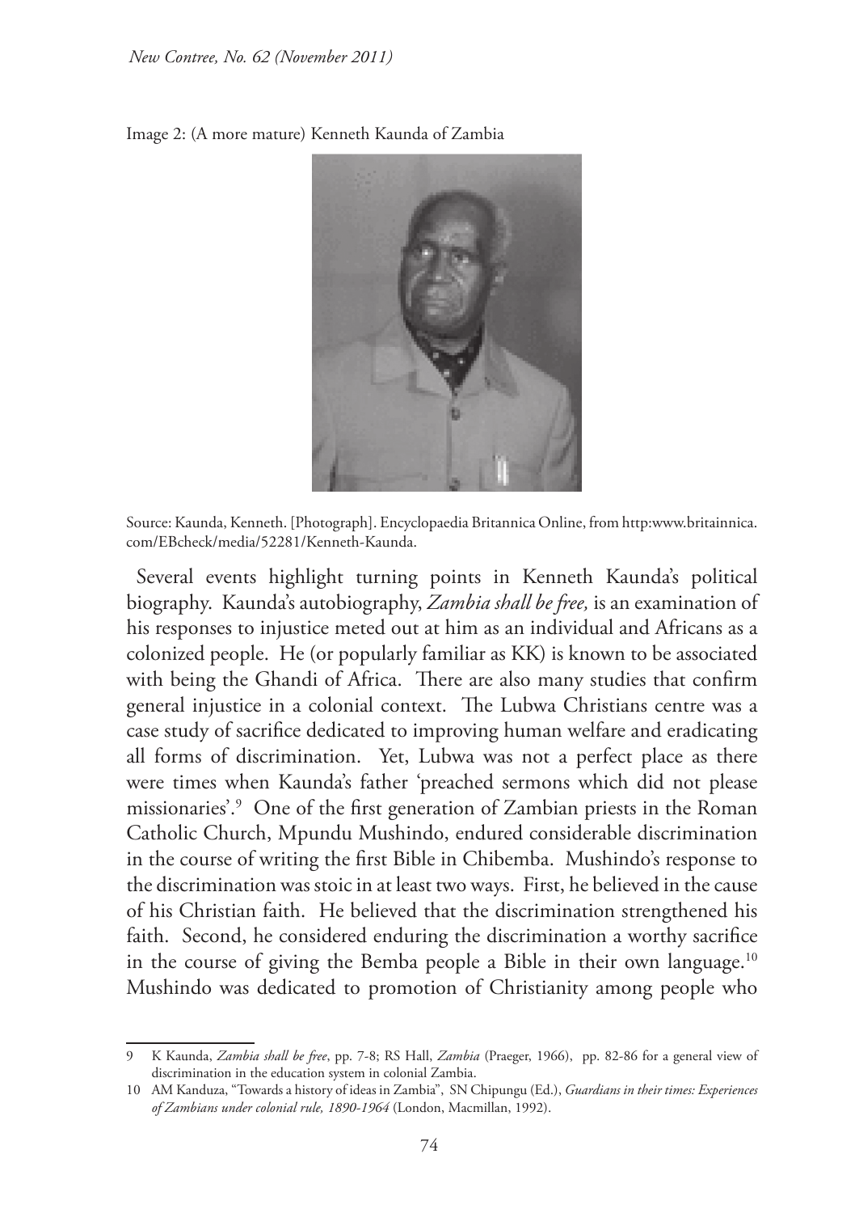Image 2: (A more mature) Kenneth Kaunda of Zambia

Source: Kaunda, Kenneth. [Photograph]. Encyclopaedia Britannica Online, from http:www.britainnica.com/EBcheck/media/52281/Kenneth-Kaunda.

Several events highlight turning points in Kenneth Kaunda's political biography. Kaunda's autobiography, *Zambia shall be free,* is an examination of his responses to injustice meted out at him as an individual and Africans as a colonized people. He (or popularly familiar as KK) is known to be associated with being the Ghandi of Africa. There are also many studies that confirm general injustice in a colonial context. The Lubwa Christians centre was a case study of sacrifice dedicated to improving human welfare and eradicating all forms of discrimination. Yet, Lubwa was not a perfect place as there were times when Kaunda's father 'preached sermons which did not please missionaries'.[9] One of the first generation of Zambian priests in the Roman Catholic Church, Mpundu Mushindo, endured considerable discrimination in the course of writing the first Bible in Chibemba. Mushindo's response to the discrimination was stoic in at least two ways. First, he believed in the cause of his Christian faith. He believed that the discrimination strengthened his faith. Second, he considered enduring the discrimination a worthy sacrifice in the course of giving the Bemba people a Bible in their own language.[10] Mushindo was dedicated to promotion of Christianity among people who

9 K Kaunda, *Zambia shall be free*, pp. 7-8; RS Hall, *Zambia* (Praeger, 1966), pp. 82-86 for a general view of discrimination in the education system in colonial Zambia.

10 AM Kanduza, "Towards a history of ideas in Zambia", SN Chipungu (Ed.), *Guardians in their times: Experiences of Zambians under colonial rule, 1890-1964* (London, Macmillan, 1992).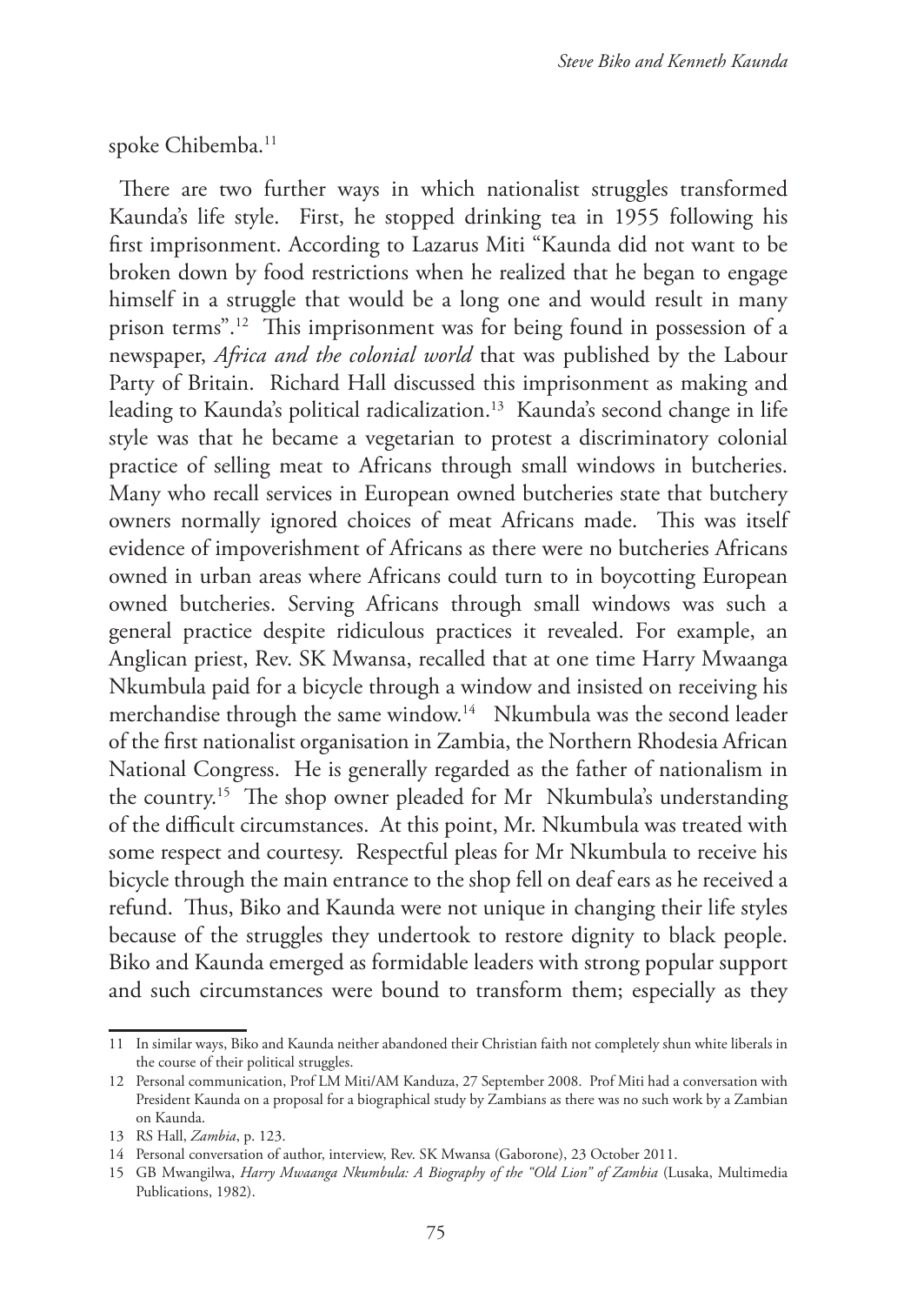spoke Chibemba.[11]

There are two further ways in which nationalist struggles transformed Kaunda's life style. First, he stopped drinking tea in 1955 following his first imprisonment. According to Lazarus Miti "Kaunda did not want to be broken down by food restrictions when he realized that he began to engage himself in a struggle that would be a long one and would result in many prison terms".[12] This imprisonment was for being found in possession of a newspaper, *Africa and the colonial world* that was published by the Labour Party of Britain. Richard Hall discussed this imprisonment as making and leading to Kaunda's political radicalization.[13] Kaunda's second change in life style was that he became a vegetarian to protest a discriminatory colonial practice of selling meat to Africans through small windows in butcheries. Many who recall services in European owned butcheries state that butchery owners normally ignored choices of meat Africans made. This was itself evidence of impoverishment of Africans as there were no butcheries Africans owned in urban areas where Africans could turn to in boycotting European owned butcheries. Serving Africans through small windows was such a general practice despite ridiculous practices it revealed. For example, an Anglican priest, Rev. SK Mwansa, recalled that at one time Harry Mwaanga Nkumbula paid for a bicycle through a window and insisted on receiving his merchandise through the same window.[14] Nkumbula was the second leader of the first nationalist organisation in Zambia, the Northern Rhodesia African National Congress. He is generally regarded as the father of nationalism in the country.[15] The shop owner pleaded for Mr Nkumbula's understanding of the difficult circumstances. At this point, Mr. Nkumbula was treated with some respect and courtesy. Respectful pleas for Mr Nkumbula to receive his bicycle through the main entrance to the shop fell on deaf ears as he received a refund. Thus, Biko and Kaunda were not unique in changing their life styles because of the struggles they undertook to restore dignity to black people. Biko and Kaunda emerged as formidable leaders with strong popular support and such circumstances were bound to transform them; especially as they

---

11 In similar ways, Biko and Kaunda neither abandoned their Christian faith not completely shun white liberals in the course of their political struggles.

12 Personal communication, Prof LM Miti/AM Kanduza, 27 September 2008. Prof Miti had a conversation with President Kaunda on a proposal for a biographical study by Zambians as there was no such work by a Zambian on Kaunda.

13 RS Hall, *Zambia*, p. 123.

14 Personal conversation of author, interview, Rev. SK Mwansa (Gaborone), 23 October 2011.

15 GB Mwangilwa, *Harry Mwaanga Nkumbula: A Biography of the "Old Lion" of Zambia* (Lusaka, Multimedia Publications, 1982).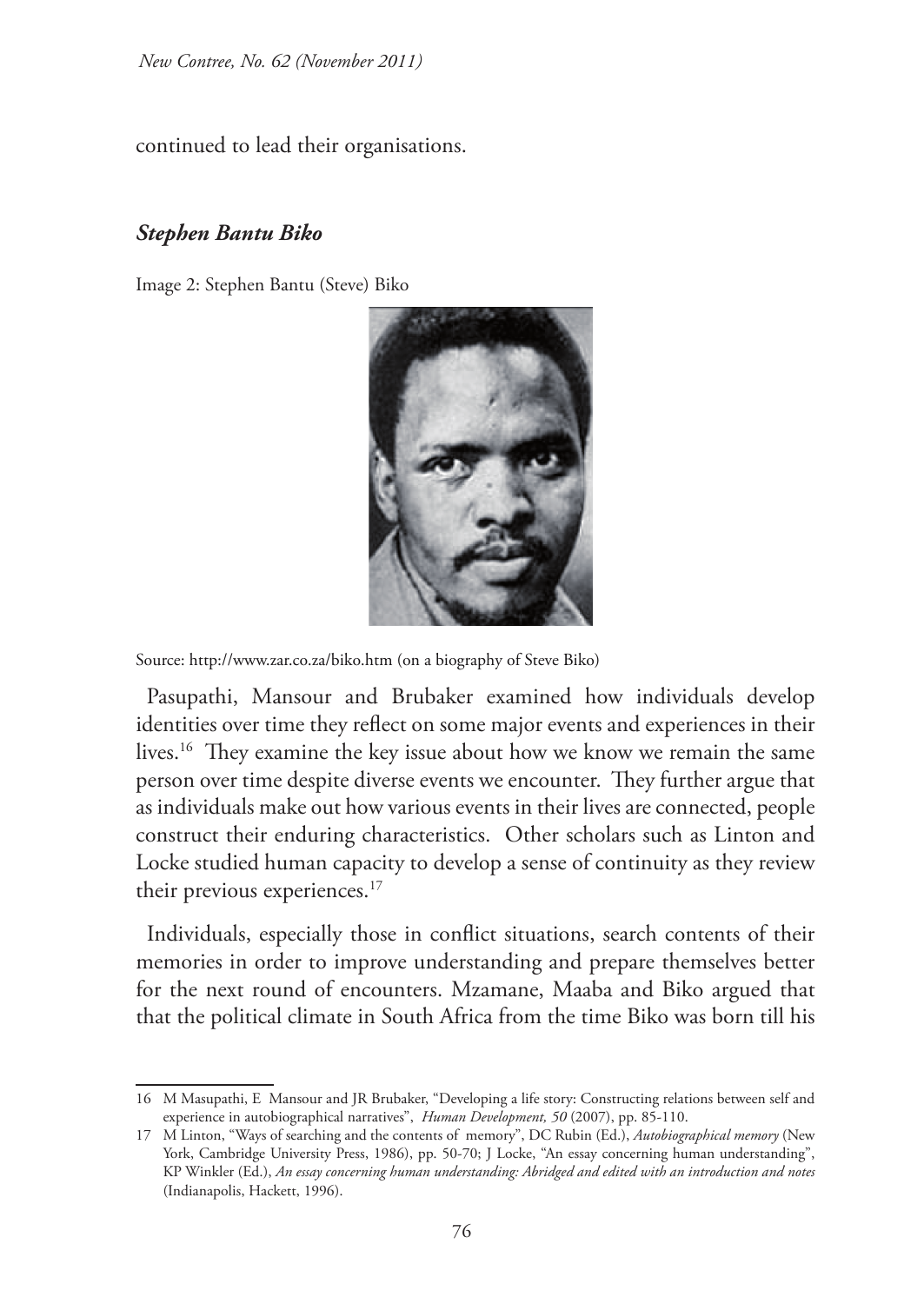continued to lead their organisations.

### *Stephen Bantu Biko*

Image 2: Stephen Bantu (Steve) Biko

Source: http://www.zar.co.za/biko.htm (on a biography of Steve Biko)

Pasupathi, Mansour and Brubaker examined how individuals develop identities over time they reflect on some major events and experiences in their lives.[16] They examine the key issue about how we know we remain the same person over time despite diverse events we encounter. They further argue that as individuals make out how various events in their lives are connected, people construct their enduring characteristics. Other scholars such as Linton and Locke studied human capacity to develop a sense of continuity as they review their previous experiences.[17]

Individuals, especially those in conflict situations, search contents of their memories in order to improve understanding and prepare themselves better for the next round of encounters. Mzamane, Maaba and Biko argued that that the political climate in South Africa from the time Biko was born till his

---

16 M Masupathi, E Mansour and JR Brubaker, "Developing a life story: Constructing relations between self and experience in autobiographical narratives", *Human Development, 50* (2007), pp. 85-110.

17 M Linton, "Ways of searching and the contents of memory", DC Rubin (Ed.), *Autobiographical memory* (New York, Cambridge University Press, 1986), pp. 50-70; J Locke, "An essay concerning human understanding", KP Winkler (Ed.), *An essay concerning human understanding: Abridged and edited with an introduction and notes* (Indianapolis, Hackett, 1996).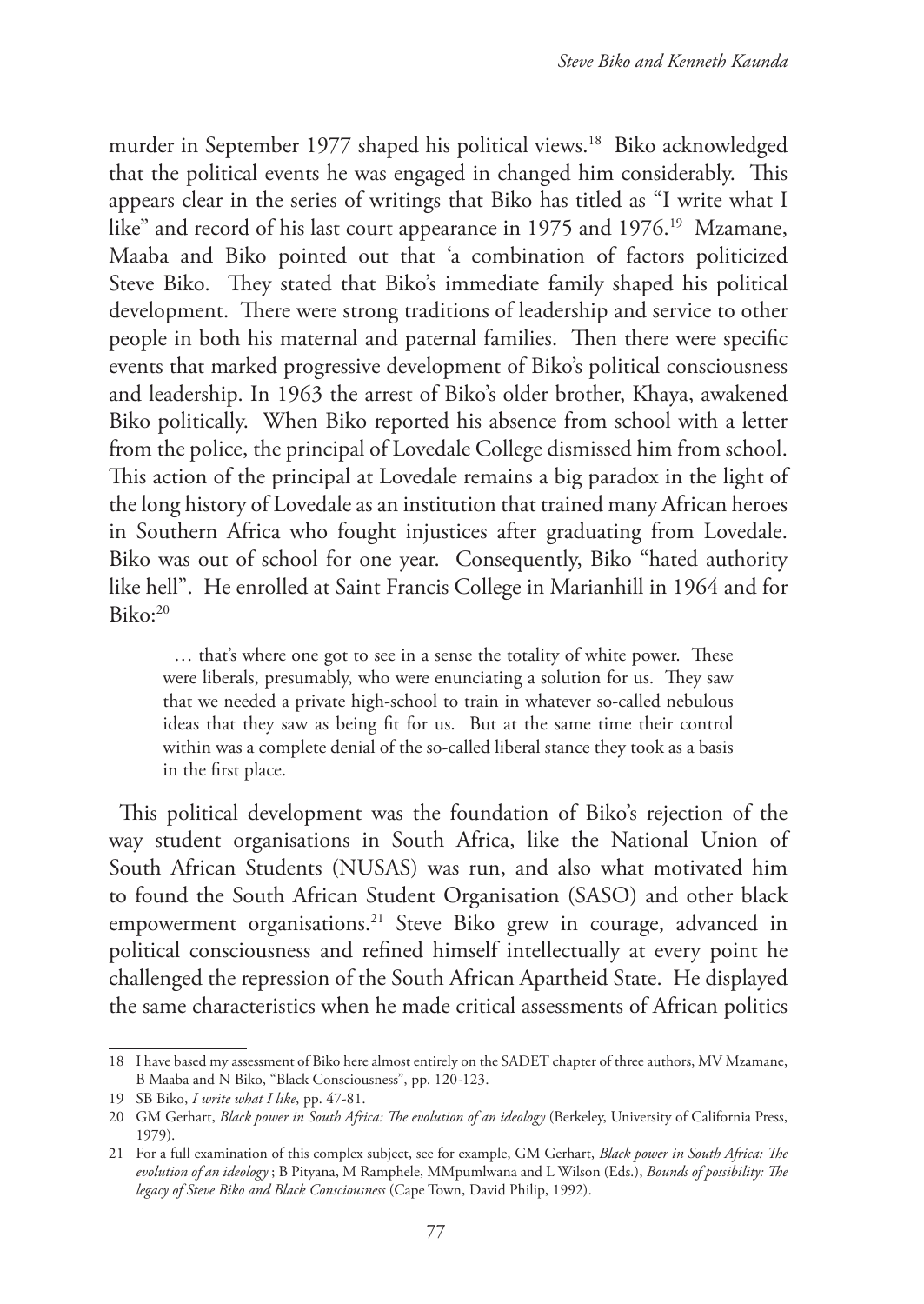murder in September 1977 shaped his political views.[18] Biko acknowledged that the political events he was engaged in changed him considerably. This appears clear in the series of writings that Biko has titled as "I write what I like" and record of his last court appearance in 1975 and 1976.[19] Mzamane, Maaba and Biko pointed out that 'a combination of factors politicized Steve Biko. They stated that Biko's immediate family shaped his political development. There were strong traditions of leadership and service to other people in both his maternal and paternal families. Then there were specific events that marked progressive development of Biko's political consciousness and leadership. In 1963 the arrest of Biko's older brother, Khaya, awakened Biko politically. When Biko reported his absence from school with a letter from the police, the principal of Lovedale College dismissed him from school. This action of the principal at Lovedale remains a big paradox in the light of the long history of Lovedale as an institution that trained many African heroes in Southern Africa who fought injustices after graduating from Lovedale. Biko was out of school for one year. Consequently, Biko "hated authority like hell". He enrolled at Saint Francis College in Marianhill in 1964 and for Biko:[20]

> … that's where one got to see in a sense the totality of white power. These were liberals, presumably, who were enunciating a solution for us. They saw that we needed a private high-school to train in whatever so-called nebulous ideas that they saw as being fit for us. But at the same time their control within was a complete denial of the so-called liberal stance they took as a basis in the first place.

This political development was the foundation of Biko's rejection of the way student organisations in South Africa, like the National Union of South African Students (NUSAS) was run, and also what motivated him to found the South African Student Organisation (SASO) and other black empowerment organisations.[21] Steve Biko grew in courage, advanced in political consciousness and refined himself intellectually at every point he challenged the repression of the South African Apartheid State. He displayed the same characteristics when he made critical assessments of African politics

---

18 I have based my assessment of Biko here almost entirely on the SADET chapter of three authors, MV Mzamane, B Maaba and N Biko, "Black Consciousness", pp. 120-123.

19 SB Biko, *I write what I like*, pp. 47-81.

20 GM Gerhart, *Black power in South Africa: The evolution of an ideology* (Berkeley, University of California Press, 1979).

21 For a full examination of this complex subject, see for example, GM Gerhart, *Black power in South Africa: The evolution of an ideology* ; B Pityana, M Ramphele, MMpumlwana and L Wilson (Eds.), *Bounds of possibility: The legacy of Steve Biko and Black Consciousness* (Cape Town, David Philip, 1992).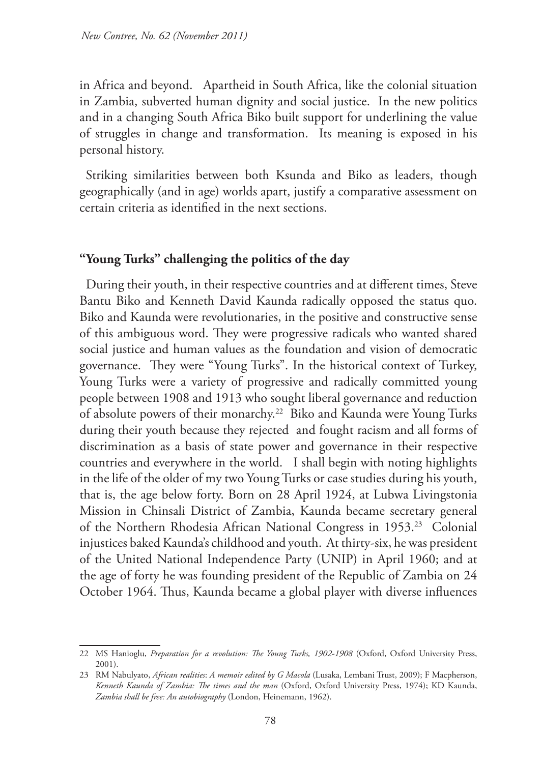in Africa and beyond. Apartheid in South Africa, like the colonial situation in Zambia, subverted human dignity and social justice. In the new politics and in a changing South Africa Biko built support for underlining the value of struggles in change and transformation. Its meaning is exposed in his personal history.

Striking similarities between both Ksunda and Biko as leaders, though geographically (and in age) worlds apart, justify a comparative assessment on certain criteria as identified in the next sections.

## "Young Turks" challenging the politics of the day

During their youth, in their respective countries and at different times, Steve Bantu Biko and Kenneth David Kaunda radically opposed the status quo. Biko and Kaunda were revolutionaries, in the positive and constructive sense of this ambiguous word. They were progressive radicals who wanted shared social justice and human values as the foundation and vision of democratic governance. They were "Young Turks". In the historical context of Turkey, Young Turks were a variety of progressive and radically committed young people between 1908 and 1913 who sought liberal governance and reduction of absolute powers of their monarchy.[22] Biko and Kaunda were Young Turks during their youth because they rejected and fought racism and all forms of discrimination as a basis of state power and governance in their respective countries and everywhere in the world. I shall begin with noting highlights in the life of the older of my two Young Turks or case studies during his youth, that is, the age below forty. Born on 28 April 1924, at Lubwa Livingstonia Mission in Chinsali District of Zambia, Kaunda became secretary general of the Northern Rhodesia African National Congress in 1953.[23] Colonial injustices baked Kaunda's childhood and youth. At thirty-six, he was president of the United National Independence Party (UNIP) in April 1960; and at the age of forty he was founding president of the Republic of Zambia on 24 October 1964. Thus, Kaunda became a global player with diverse influences

---

22 MS Hanioglu, *Preparation for a revolution: The Young Turks, 1902-1908* (Oxford, Oxford University Press, 2001).

23 RM Nabulyato, *African realities*: *A memoir edited by G Macola* (Lusaka, Lembani Trust, 2009); F Macpherson, *Kenneth Kaunda of Zambia: The times and the man* (Oxford, Oxford University Press, 1974); KD Kaunda, *Zambia shall be free: An autobiography* (London, Heinemann, 1962).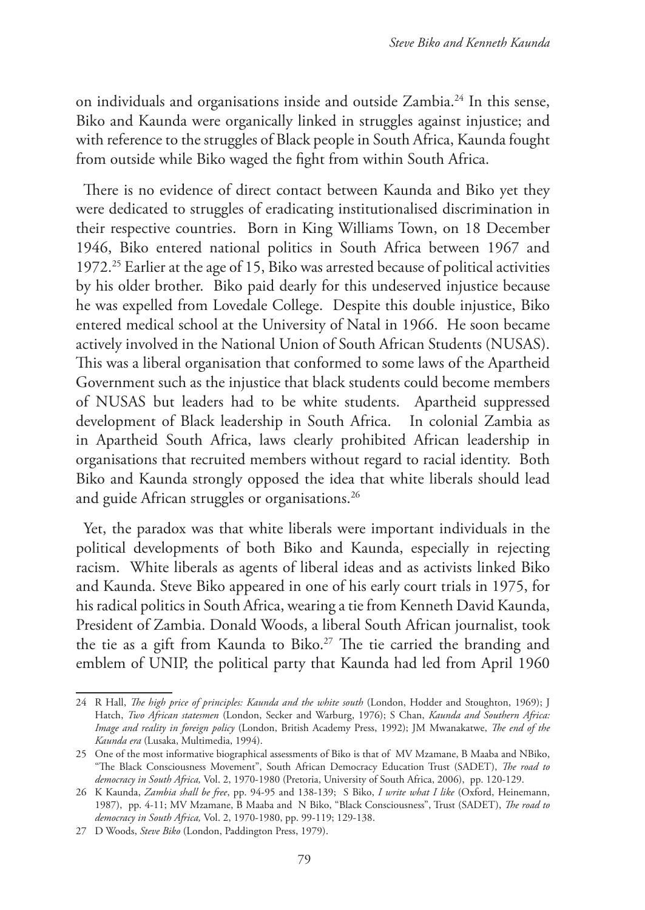on individuals and organisations inside and outside Zambia.[24] In this sense, Biko and Kaunda were organically linked in struggles against injustice; and with reference to the struggles of Black people in South Africa, Kaunda fought from outside while Biko waged the fight from within South Africa.

There is no evidence of direct contact between Kaunda and Biko yet they were dedicated to struggles of eradicating institutionalised discrimination in their respective countries. Born in King Williams Town, on 18 December 1946, Biko entered national politics in South Africa between 1967 and 1972.[25] Earlier at the age of 15, Biko was arrested because of political activities by his older brother. Biko paid dearly for this undeserved injustice because he was expelled from Lovedale College. Despite this double injustice, Biko entered medical school at the University of Natal in 1966. He soon became actively involved in the National Union of South African Students (NUSAS). This was a liberal organisation that conformed to some laws of the Apartheid Government such as the injustice that black students could become members of NUSAS but leaders had to be white students. Apartheid suppressed development of Black leadership in South Africa. In colonial Zambia as in Apartheid South Africa, laws clearly prohibited African leadership in organisations that recruited members without regard to racial identity. Both Biko and Kaunda strongly opposed the idea that white liberals should lead and guide African struggles or organisations.[26]

Yet, the paradox was that white liberals were important individuals in the political developments of both Biko and Kaunda, especially in rejecting racism. White liberals as agents of liberal ideas and as activists linked Biko and Kaunda. Steve Biko appeared in one of his early court trials in 1975, for his radical politics in South Africa, wearing a tie from Kenneth David Kaunda, President of Zambia. Donald Woods, a liberal South African journalist, took the tie as a gift from Kaunda to Biko.[27] The tie carried the branding and emblem of UNIP, the political party that Kaunda had led from April 1960

---

24 R Hall, *The high price of principles: Kaunda and the white south* (London, Hodder and Stoughton, 1969); J Hatch, *Two African statesmen* (London, Secker and Warburg, 1976); S Chan, *Kaunda and Southern Africa: Image and reality in foreign policy* (London, British Academy Press, 1992); JM Mwanakatwe, *The end of the Kaunda era* (Lusaka, Multimedia, 1994).

25 One of the most informative biographical assessments of Biko is that of MV Mzamane, B Maaba and NBiko, "The Black Consciousness Movement", South African Democracy Education Trust (SADET), *The road to democracy in South Africa,* Vol. 2, 1970-1980 (Pretoria, University of South Africa, 2006), pp. 120-129.

26 K Kaunda, *Zambia shall be free*, pp. 94-95 and 138-139; S Biko, *I write what I like* (Oxford, Heinemann, 1987), pp. 4-11; MV Mzamane, B Maaba and N Biko, "Black Consciousness", Trust (SADET), *The road to democracy in South Africa,* Vol. 2, 1970-1980, pp. 99-119; 129-138.

27 D Woods, *Steve Biko* (London, Paddington Press, 1979).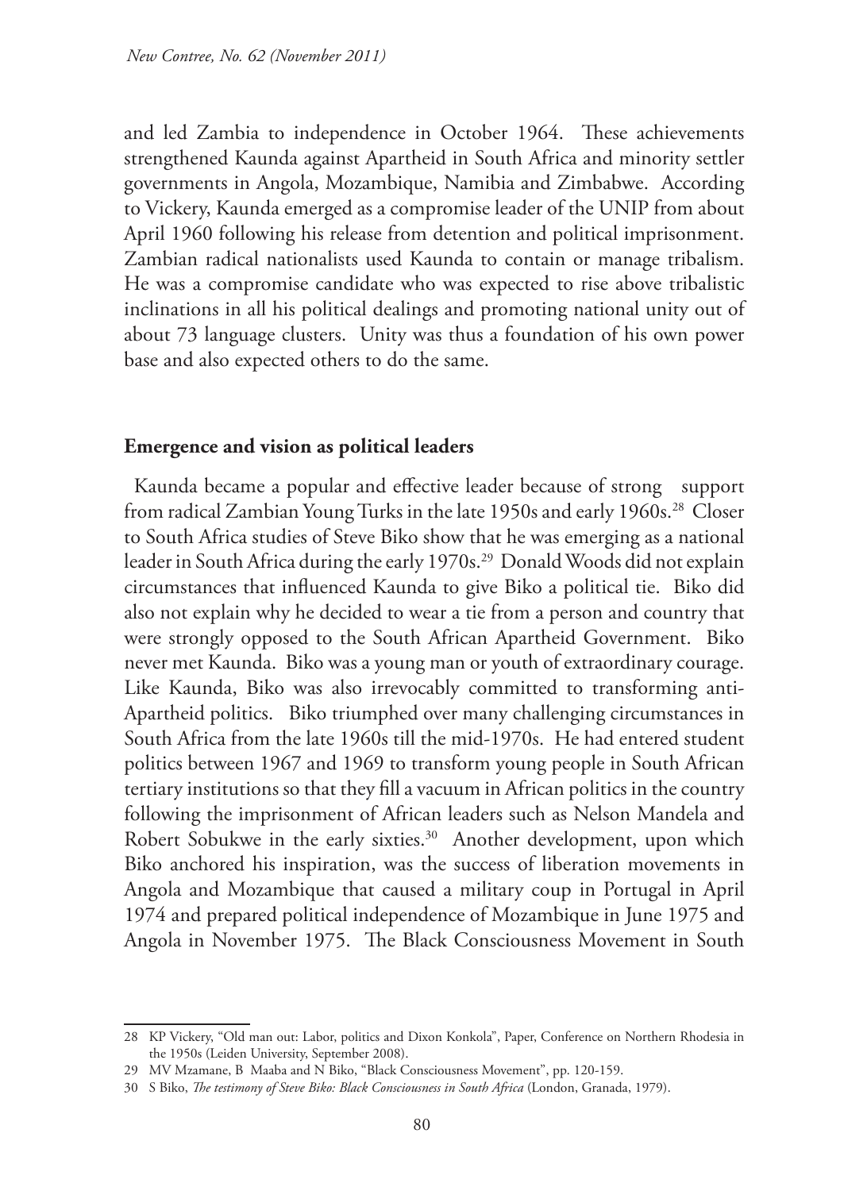and led Zambia to independence in October 1964. These achievements strengthened Kaunda against Apartheid in South Africa and minority settler governments in Angola, Mozambique, Namibia and Zimbabwe. According to Vickery, Kaunda emerged as a compromise leader of the UNIP from about April 1960 following his release from detention and political imprisonment. Zambian radical nationalists used Kaunda to contain or manage tribalism. He was a compromise candidate who was expected to rise above tribalistic inclinations in all his political dealings and promoting national unity out of about 73 language clusters. Unity was thus a foundation of his own power base and also expected others to do the same.

## Emergence and vision as political leaders

Kaunda became a popular and effective leader because of strong support from radical Zambian Young Turks in the late 1950s and early 1960s.[28] Closer to South Africa studies of Steve Biko show that he was emerging as a national leader in South Africa during the early 1970s.[29] Donald Woods did not explain circumstances that influenced Kaunda to give Biko a political tie. Biko did also not explain why he decided to wear a tie from a person and country that were strongly opposed to the South African Apartheid Government. Biko never met Kaunda. Biko was a young man or youth of extraordinary courage. Like Kaunda, Biko was also irrevocably committed to transforming anti-Apartheid politics. Biko triumphed over many challenging circumstances in South Africa from the late 1960s till the mid-1970s. He had entered student politics between 1967 and 1969 to transform young people in South African tertiary institutions so that they fill a vacuum in African politics in the country following the imprisonment of African leaders such as Nelson Mandela and Robert Sobukwe in the early sixties.[30] Another development, upon which Biko anchored his inspiration, was the success of liberation movements in Angola and Mozambique that caused a military coup in Portugal in April 1974 and prepared political independence of Mozambique in June 1975 and Angola in November 1975. The Black Consciousness Movement in South

---

28 KP Vickery, "Old man out: Labor, politics and Dixon Konkola", Paper, Conference on Northern Rhodesia in the 1950s (Leiden University, September 2008).

29 MV Mzamane, B Maaba and N Biko, "Black Consciousness Movement", pp. 120-159.

30 S Biko, *The testimony of Steve Biko: Black Consciousness in South Africa* (London, Granada, 1979).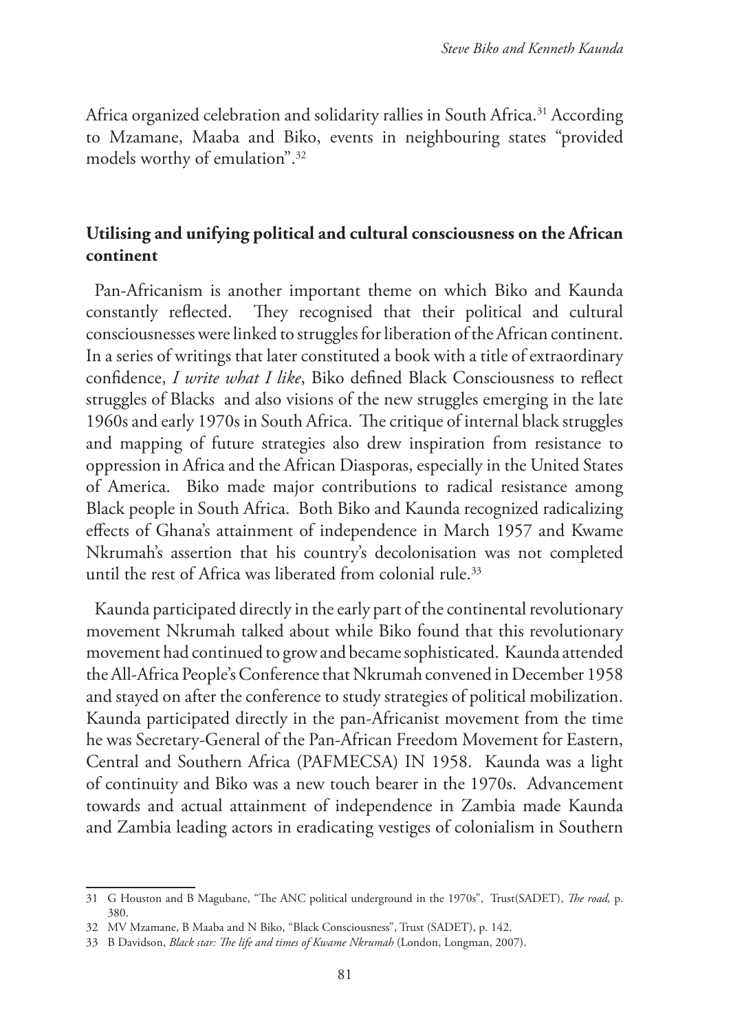Africa organized celebration and solidarity rallies in South Africa.[31] According to Mzamane, Maaba and Biko, events in neighbouring states "provided models worthy of emulation".[32]

## Utilising and unifying political and cultural consciousness on the African continent

Pan-Africanism is another important theme on which Biko and Kaunda constantly reflected. They recognised that their political and cultural consciousnesses were linked to struggles for liberation of the African continent. In a series of writings that later constituted a book with a title of extraordinary confidence, *I write what I like*, Biko defined Black Consciousness to reflect struggles of Blacks and also visions of the new struggles emerging in the late 1960s and early 1970s in South Africa. The critique of internal black struggles and mapping of future strategies also drew inspiration from resistance to oppression in Africa and the African Diasporas, especially in the United States of America. Biko made major contributions to radical resistance among Black people in South Africa. Both Biko and Kaunda recognized radicalizing effects of Ghana's attainment of independence in March 1957 and Kwame Nkrumah's assertion that his country's decolonisation was not completed until the rest of Africa was liberated from colonial rule.[33]

Kaunda participated directly in the early part of the continental revolutionary movement Nkrumah talked about while Biko found that this revolutionary movement had continued to grow and became sophisticated. Kaunda attended the All-Africa People's Conference that Nkrumah convened in December 1958 and stayed on after the conference to study strategies of political mobilization. Kaunda participated directly in the pan-Africanist movement from the time he was Secretary-General of the Pan-African Freedom Movement for Eastern, Central and Southern Africa (PAFMECSA) IN 1958. Kaunda was a light of continuity and Biko was a new touch bearer in the 1970s. Advancement towards and actual attainment of independence in Zambia made Kaunda and Zambia leading actors in eradicating vestiges of colonialism in Southern

---

31 G Houston and B Magubane, "The ANC political underground in the 1970s", Trust(SADET), *The road,* p. 380.

32 MV Mzamane, B Maaba and N Biko, "Black Consciousness", Trust (SADET), p. 142.

33 B Davidson, *Black star: The life and times of Kwame Nkrumah* (London, Longman, 2007).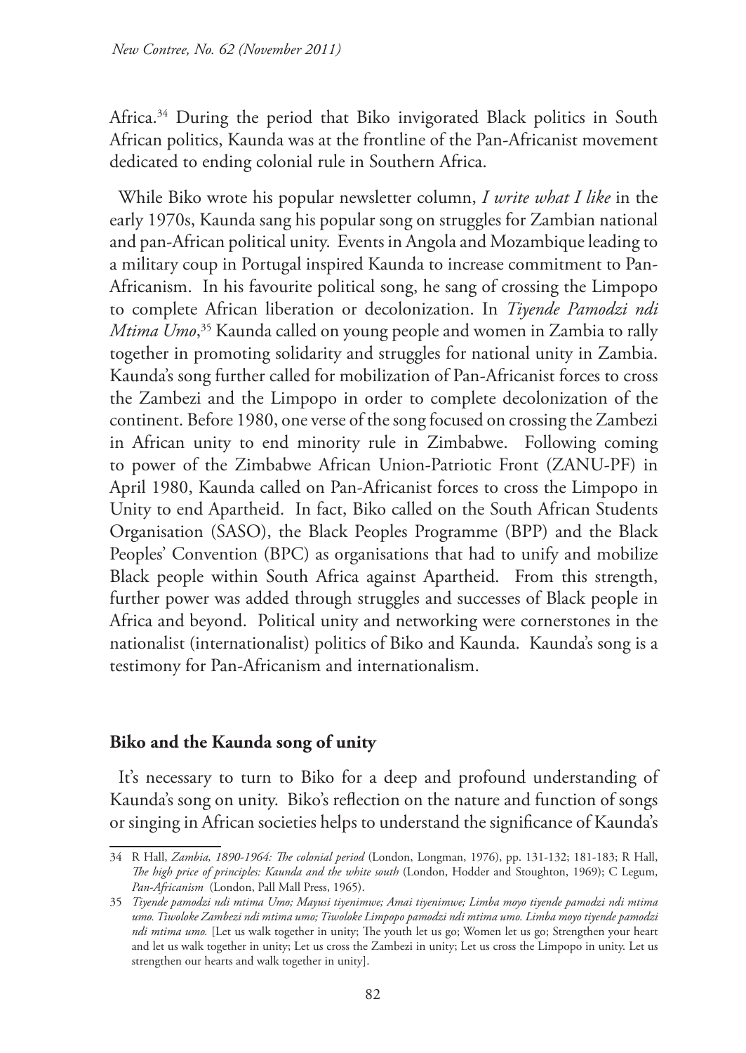Africa.[34] During the period that Biko invigorated Black politics in South African politics, Kaunda was at the frontline of the Pan-Africanist movement dedicated to ending colonial rule in Southern Africa.

While Biko wrote his popular newsletter column, *I write what I like* in the early 1970s, Kaunda sang his popular song on struggles for Zambian national and pan-African political unity. Events in Angola and Mozambique leading to a military coup in Portugal inspired Kaunda to increase commitment to Pan-Africanism. In his favourite political song, he sang of crossing the Limpopo to complete African liberation or decolonization. In *Tiyende Pamodzi ndi Mtima Umo*,[35] Kaunda called on young people and women in Zambia to rally together in promoting solidarity and struggles for national unity in Zambia. Kaunda's song further called for mobilization of Pan-Africanist forces to cross the Zambezi and the Limpopo in order to complete decolonization of the continent. Before 1980, one verse of the song focused on crossing the Zambezi in African unity to end minority rule in Zimbabwe. Following coming to power of the Zimbabwe African Union-Patriotic Front (ZANU-PF) in April 1980, Kaunda called on Pan-Africanist forces to cross the Limpopo in Unity to end Apartheid. In fact, Biko called on the South African Students Organisation (SASO), the Black Peoples Programme (BPP) and the Black Peoples' Convention (BPC) as organisations that had to unify and mobilize Black people within South Africa against Apartheid. From this strength, further power was added through struggles and successes of Black people in Africa and beyond. Political unity and networking were cornerstones in the nationalist (internationalist) politics of Biko and Kaunda. Kaunda's song is a testimony for Pan-Africanism and internationalism.

## Biko and the Kaunda song of unity

It's necessary to turn to Biko for a deep and profound understanding of Kaunda's song on unity. Biko's reflection on the nature and function of songs or singing in African societies helps to understand the significance of Kaunda's

---

34 R Hall, *Zambia, 1890-1964: The colonial period* (London, Longman, 1976), pp. 131-132; 181-183; R Hall, *The high price of principles: Kaunda and the white south* (London, Hodder and Stoughton, 1969); C Legum, *Pan-Africanism* (London, Pall Mall Press, 1965).

35 *Tiyende pamodzi ndi mtima Umo; Mayusi tiyenimwe; Amai tiyenimwe; Limba moyo tiyende pamodzi ndi mtima umo. Tiwoloke Zambezi ndi mtima umo; Tiwoloke Limpopo pamodzi ndi mtima umo. Limba moyo tiyende pamodzi ndi mtima umo.* [Let us walk together in unity; The youth let us go; Women let us go; Strengthen your heart and let us walk together in unity; Let us cross the Zambezi in unity; Let us cross the Limpopo in unity. Let us strengthen our hearts and walk together in unity].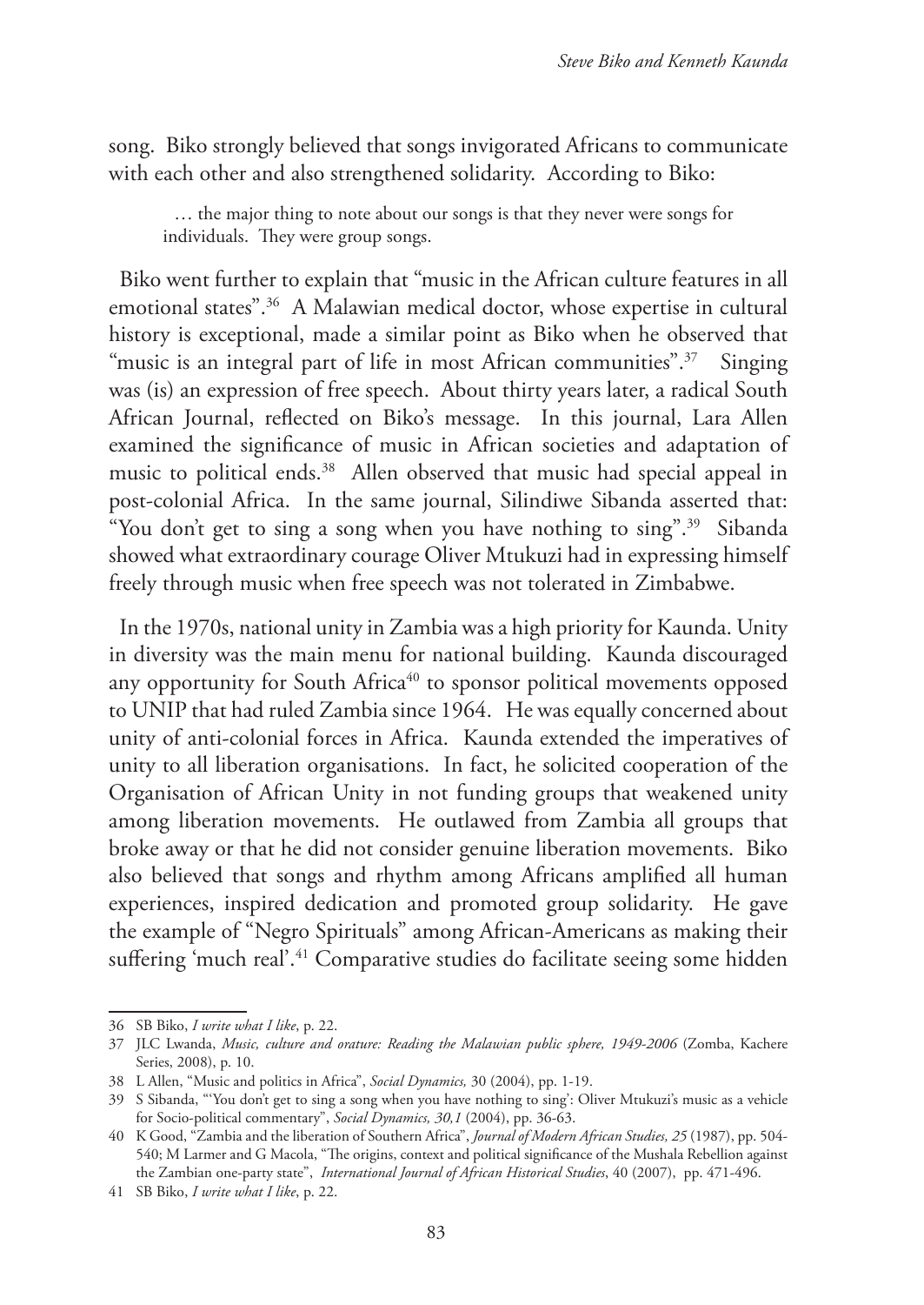song. Biko strongly believed that songs invigorated Africans to communicate with each other and also strengthened solidarity. According to Biko:

> … the major thing to note about our songs is that they never were songs for individuals. They were group songs.

Biko went further to explain that "music in the African culture features in all emotional states".[36] A Malawian medical doctor, whose expertise in cultural history is exceptional, made a similar point as Biko when he observed that "music is an integral part of life in most African communities".[37] Singing was (is) an expression of free speech. About thirty years later, a radical South African Journal, reflected on Biko's message. In this journal, Lara Allen examined the significance of music in African societies and adaptation of music to political ends.[38] Allen observed that music had special appeal in post-colonial Africa. In the same journal, Silindiwe Sibanda asserted that: "You don't get to sing a song when you have nothing to sing".[39] Sibanda showed what extraordinary courage Oliver Mtukuzi had in expressing himself freely through music when free speech was not tolerated in Zimbabwe.

In the 1970s, national unity in Zambia was a high priority for Kaunda. Unity in diversity was the main menu for national building. Kaunda discouraged any opportunity for South Africa[40] to sponsor political movements opposed to UNIP that had ruled Zambia since 1964. He was equally concerned about unity of anti-colonial forces in Africa. Kaunda extended the imperatives of unity to all liberation organisations. In fact, he solicited cooperation of the Organisation of African Unity in not funding groups that weakened unity among liberation movements. He outlawed from Zambia all groups that broke away or that he did not consider genuine liberation movements. Biko also believed that songs and rhythm among Africans amplified all human experiences, inspired dedication and promoted group solidarity. He gave the example of "Negro Spirituals" among African-Americans as making their suffering 'much real'.[41] Comparative studies do facilitate seeing some hidden

---

36 SB Biko, *I write what I like*, p. 22.

37 JLC Lwanda, *Music, culture and orature: Reading the Malawian public sphere, 1949-2006* (Zomba, Kachere Series, 2008), p. 10.

38 L Allen, "Music and politics in Africa", *Social Dynamics,* 30 (2004), pp. 1-19.

39 S Sibanda, "'You don't get to sing a song when you have nothing to sing': Oliver Mtukuzi's music as a vehicle for Socio-political commentary", *Social Dynamics, 30,1* (2004), pp. 36-63.

40 K Good, "Zambia and the liberation of Southern Africa", *Journal of Modern African Studies, 25* (1987), pp. 504-540; M Larmer and G Macola, "The origins, context and political significance of the Mushala Rebellion against the Zambian one-party state", *International Journal of African Historical Studies*, 40 (2007), pp. 471-496.

41 SB Biko, *I write what I like*, p. 22.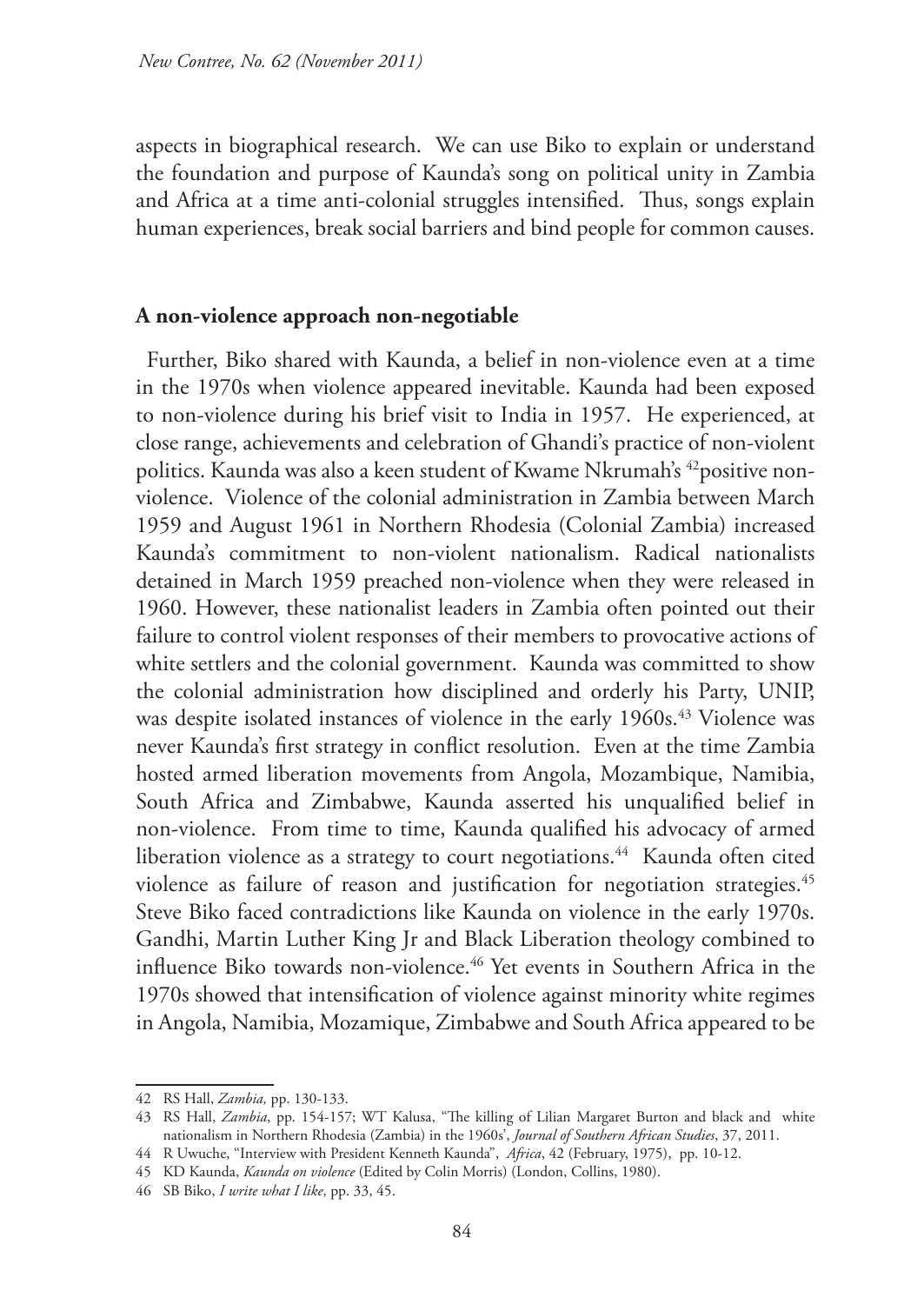aspects in biographical research. We can use Biko to explain or understand the foundation and purpose of Kaunda's song on political unity in Zambia and Africa at a time anti-colonial struggles intensified. Thus, songs explain human experiences, break social barriers and bind people for common causes.

**A non-violence approach non-negotiable**

Further, Biko shared with Kaunda, a belief in non-violence even at a time in the 1970s when violence appeared inevitable. Kaunda had been exposed to non-violence during his brief visit to India in 1957. He experienced, at close range, achievements and celebration of Ghandi's practice of non-violent politics. Kaunda was also a keen student of Kwame Nkrumah's [42]positive non-violence. Violence of the colonial administration in Zambia between March 1959 and August 1961 in Northern Rhodesia (Colonial Zambia) increased Kaunda's commitment to non-violent nationalism. Radical nationalists detained in March 1959 preached non-violence when they were released in 1960. However, these nationalist leaders in Zambia often pointed out their failure to control violent responses of their members to provocative actions of white settlers and the colonial government. Kaunda was committed to show the colonial administration how disciplined and orderly his Party, UNIP, was despite isolated instances of violence in the early 1960s.[43] Violence was never Kaunda's first strategy in conflict resolution. Even at the time Zambia hosted armed liberation movements from Angola, Mozambique, Namibia, South Africa and Zimbabwe, Kaunda asserted his unqualified belief in non-violence. From time to time, Kaunda qualified his advocacy of armed liberation violence as a strategy to court negotiations.[44] Kaunda often cited violence as failure of reason and justification for negotiation strategies.[45] Steve Biko faced contradictions like Kaunda on violence in the early 1970s. Gandhi, Martin Luther King Jr and Black Liberation theology combined to influence Biko towards non-violence.[46] Yet events in Southern Africa in the 1970s showed that intensification of violence against minority white regimes in Angola, Namibia, Mozamique, Zimbabwe and South Africa appeared to be

---

42 RS Hall, *Zambia,* pp. 130-133.

43 RS Hall, *Zambia*, pp. 154-157; WT Kalusa, "The killing of Lilian Margaret Burton and black and white nationalism in Northern Rhodesia (Zambia) in the 1960s', *Journal of Southern African Studies*, 37, 2011.

44 R Uwuche, "Interview with President Kenneth Kaunda", *Africa*, 42 (February, 1975), pp. 10-12.

45 KD Kaunda, *Kaunda on violence* (Edited by Colin Morris) (London, Collins, 1980).

46 SB Biko, *I write what I like*, pp. 33, 45.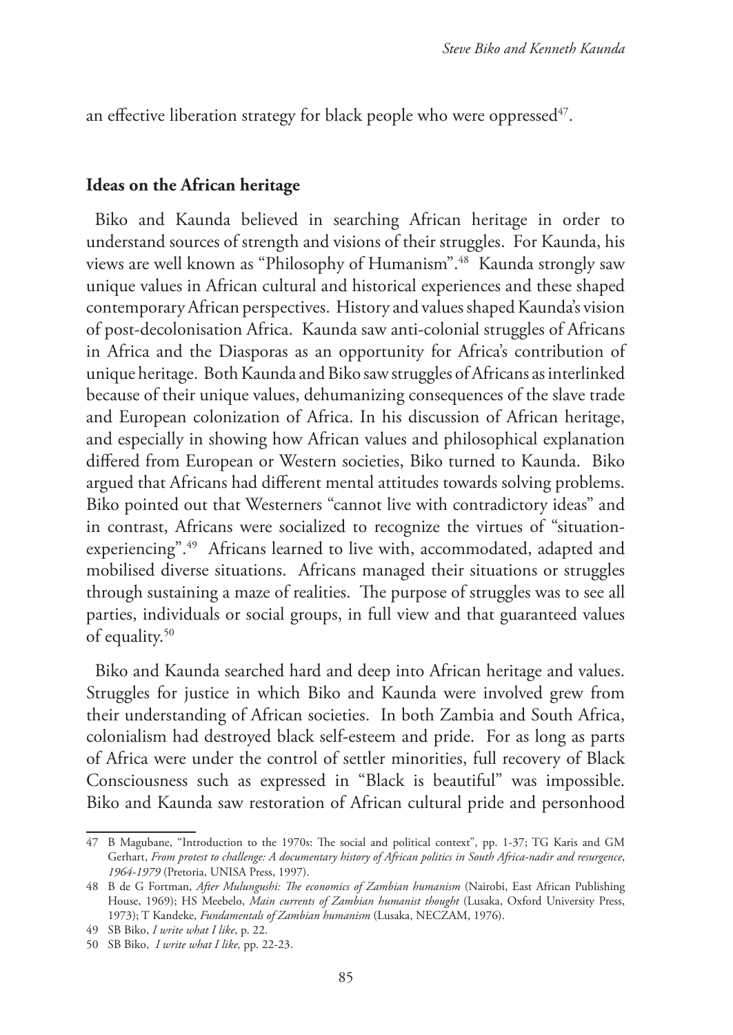an effective liberation strategy for black people who were oppressed[47].

## Ideas on the African heritage

Biko and Kaunda believed in searching African heritage in order to understand sources of strength and visions of their struggles. For Kaunda, his views are well known as "Philosophy of Humanism".[48] Kaunda strongly saw unique values in African cultural and historical experiences and these shaped contemporary African perspectives. History and values shaped Kaunda's vision of post-decolonisation Africa. Kaunda saw anti-colonial struggles of Africans in Africa and the Diasporas as an opportunity for Africa's contribution of unique heritage. Both Kaunda and Biko saw struggles of Africans as interlinked because of their unique values, dehumanizing consequences of the slave trade and European colonization of Africa. In his discussion of African heritage, and especially in showing how African values and philosophical explanation differed from European or Western societies, Biko turned to Kaunda. Biko argued that Africans had different mental attitudes towards solving problems. Biko pointed out that Westerners "cannot live with contradictory ideas" and in contrast, Africans were socialized to recognize the virtues of "situation-experiencing".[49] Africans learned to live with, accommodated, adapted and mobilised diverse situations. Africans managed their situations or struggles through sustaining a maze of realities. The purpose of struggles was to see all parties, individuals or social groups, in full view and that guaranteed values of equality.[50]

Biko and Kaunda searched hard and deep into African heritage and values. Struggles for justice in which Biko and Kaunda were involved grew from their understanding of African societies. In both Zambia and South Africa, colonialism had destroyed black self-esteem and pride. For as long as parts of Africa were under the control of settler minorities, full recovery of Black Consciousness such as expressed in "Black is beautiful" was impossible. Biko and Kaunda saw restoration of African cultural pride and personhood

---

47 B Magubane, "Introduction to the 1970s: The social and political context", pp. 1-37; TG Karis and GM Gerhart, *From protest to challenge: A documentary history of African politics in South Africa-nadir and resurgence, 1964-1979* (Pretoria, UNISA Press, 1997).

48 B de G Fortman, *After Mulungushi: The economics of Zambian humanism* (Nairobi, East African Publishing House, 1969); HS Meebelo, *Main currents of Zambian humanist thought* (Lusaka, Oxford University Press, 1973); T Kandeke, *Fundamentals of Zambian humanism* (Lusaka, NECZAM, 1976).

49 SB Biko, *I write what I like*, p. 22.

50 SB Biko, *I write what I like,* pp. 22-23.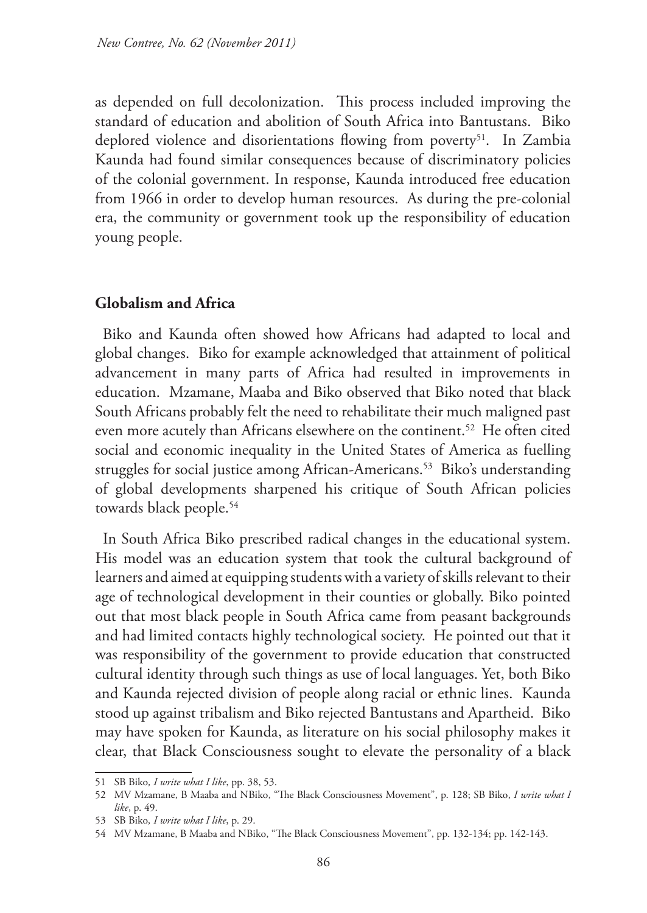as depended on full decolonization. This process included improving the standard of education and abolition of South Africa into Bantustans. Biko deplored violence and disorientations flowing from poverty[51]. In Zambia Kaunda had found similar consequences because of discriminatory policies of the colonial government. In response, Kaunda introduced free education from 1966 in order to develop human resources. As during the pre-colonial era, the community or government took up the responsibility of education young people.

## Globalism and Africa

Biko and Kaunda often showed how Africans had adapted to local and global changes. Biko for example acknowledged that attainment of political advancement in many parts of Africa had resulted in improvements in education. Mzamane, Maaba and Biko observed that Biko noted that black South Africans probably felt the need to rehabilitate their much maligned past even more acutely than Africans elsewhere on the continent.[52] He often cited social and economic inequality in the United States of America as fuelling struggles for social justice among African-Americans.[53] Biko's understanding of global developments sharpened his critique of South African policies towards black people.[54]

In South Africa Biko prescribed radical changes in the educational system. His model was an education system that took the cultural background of learners and aimed at equipping students with a variety of skills relevant to their age of technological development in their counties or globally. Biko pointed out that most black people in South Africa came from peasant backgrounds and had limited contacts highly technological society. He pointed out that it was responsibility of the government to provide education that constructed cultural identity through such things as use of local languages. Yet, both Biko and Kaunda rejected division of people along racial or ethnic lines. Kaunda stood up against tribalism and Biko rejected Bantustans and Apartheid. Biko may have spoken for Kaunda, as literature on his social philosophy makes it clear, that Black Consciousness sought to elevate the personality of a black

---

51 SB Biko, *I write what I like*, pp. 38, 53.

52 MV Mzamane, B Maaba and NBiko, "The Black Consciousness Movement", p. 128; SB Biko, *I write what I like*, p. 49.

53 SB Biko, *I write what I like*, p. 29.

54 MV Mzamane, B Maaba and NBiko, "The Black Consciousness Movement", pp. 132-134; pp. 142-143.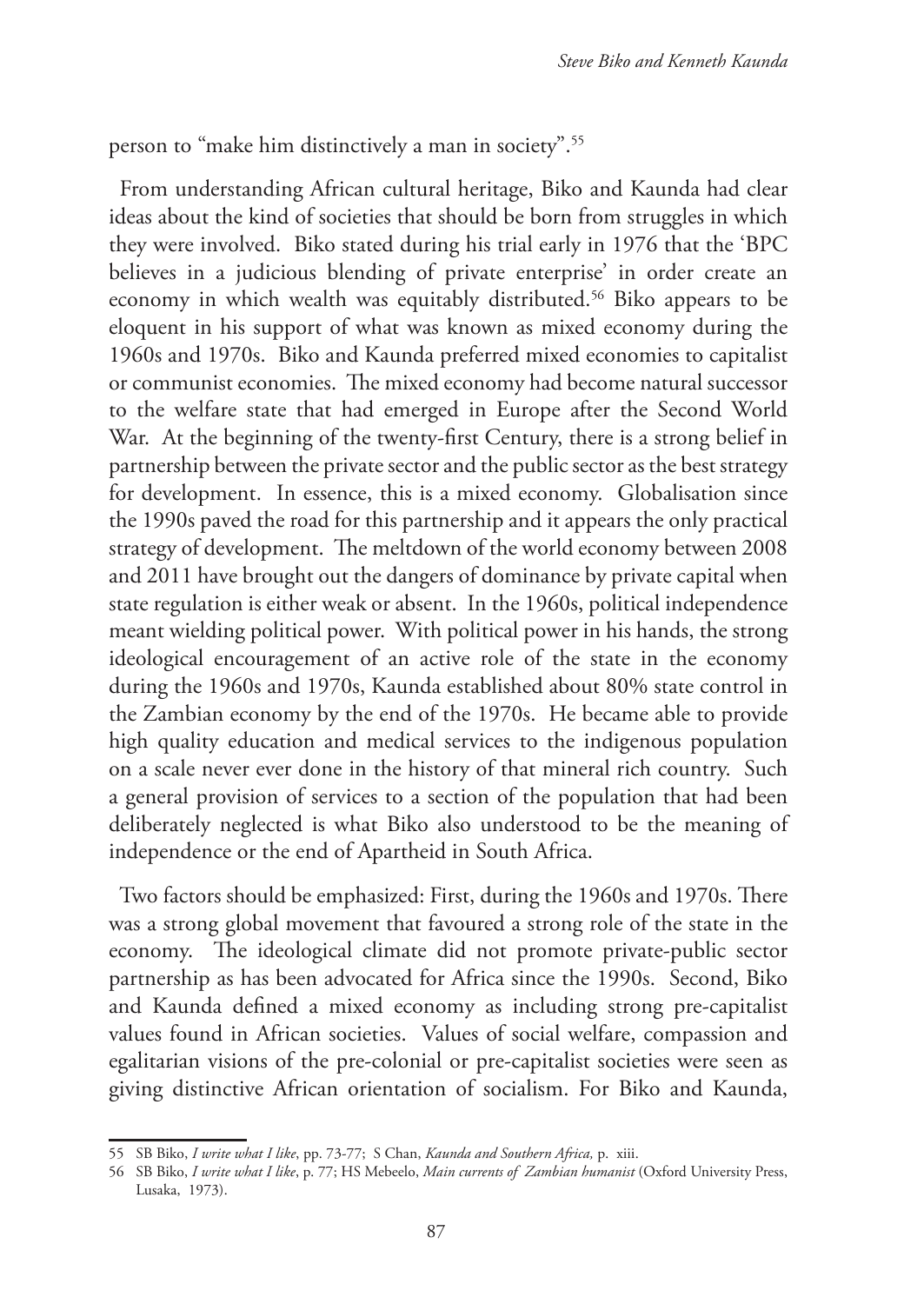person to "make him distinctively a man in society".[55]

From understanding African cultural heritage, Biko and Kaunda had clear ideas about the kind of societies that should be born from struggles in which they were involved. Biko stated during his trial early in 1976 that the 'BPC believes in a judicious blending of private enterprise' in order create an economy in which wealth was equitably distributed.[56] Biko appears to be eloquent in his support of what was known as mixed economy during the 1960s and 1970s. Biko and Kaunda preferred mixed economies to capitalist or communist economies. The mixed economy had become natural successor to the welfare state that had emerged in Europe after the Second World War. At the beginning of the twenty-first Century, there is a strong belief in partnership between the private sector and the public sector as the best strategy for development. In essence, this is a mixed economy. Globalisation since the 1990s paved the road for this partnership and it appears the only practical strategy of development. The meltdown of the world economy between 2008 and 2011 have brought out the dangers of dominance by private capital when state regulation is either weak or absent. In the 1960s, political independence meant wielding political power. With political power in his hands, the strong ideological encouragement of an active role of the state in the economy during the 1960s and 1970s, Kaunda established about 80% state control in the Zambian economy by the end of the 1970s. He became able to provide high quality education and medical services to the indigenous population on a scale never ever done in the history of that mineral rich country. Such a general provision of services to a section of the population that had been deliberately neglected is what Biko also understood to be the meaning of independence or the end of Apartheid in South Africa.

Two factors should be emphasized: First, during the 1960s and 1970s. There was a strong global movement that favoured a strong role of the state in the economy. The ideological climate did not promote private-public sector partnership as has been advocated for Africa since the 1990s. Second, Biko and Kaunda defined a mixed economy as including strong pre-capitalist values found in African societies. Values of social welfare, compassion and egalitarian visions of the pre-colonial or pre-capitalist societies were seen as giving distinctive African orientation of socialism. For Biko and Kaunda,

---

55 SB Biko, *I write what I like*, pp. 73-77; S Chan, *Kaunda and Southern Africa,* p. xiii.

56 SB Biko, *I write what I like*, p. 77; HS Mebeelo, *Main currents of Zambian humanist* (Oxford University Press, Lusaka, 1973).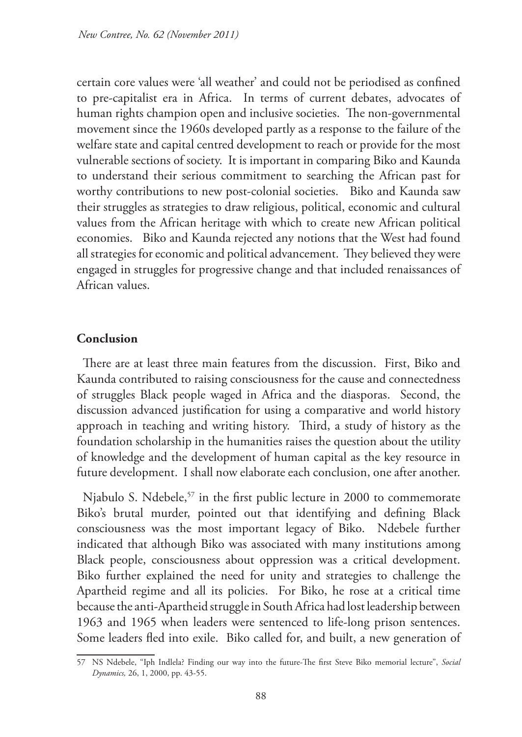certain core values were 'all weather' and could not be periodised as confined to pre-capitalist era in Africa. In terms of current debates, advocates of human rights champion open and inclusive societies. The non-governmental movement since the 1960s developed partly as a response to the failure of the welfare state and capital centred development to reach or provide for the most vulnerable sections of society. It is important in comparing Biko and Kaunda to understand their serious commitment to searching the African past for worthy contributions to new post-colonial societies. Biko and Kaunda saw their struggles as strategies to draw religious, political, economic and cultural values from the African heritage with which to create new African political economies. Biko and Kaunda rejected any notions that the West had found all strategies for economic and political advancement. They believed they were engaged in struggles for progressive change and that included renaissances of African values.

## Conclusion

There are at least three main features from the discussion. First, Biko and Kaunda contributed to raising consciousness for the cause and connectedness of struggles Black people waged in Africa and the diasporas. Second, the discussion advanced justification for using a comparative and world history approach in teaching and writing history. Third, a study of history as the foundation scholarship in the humanities raises the question about the utility of knowledge and the development of human capital as the key resource in future development. I shall now elaborate each conclusion, one after another.

Njabulo S. Ndebele,[57] in the first public lecture in 2000 to commemorate Biko's brutal murder, pointed out that identifying and defining Black consciousness was the most important legacy of Biko. Ndebele further indicated that although Biko was associated with many institutions among Black people, consciousness about oppression was a critical development. Biko further explained the need for unity and strategies to challenge the Apartheid regime and all its policies. For Biko, he rose at a critical time because the anti-Apartheid struggle in South Africa had lost leadership between 1963 and 1965 when leaders were sentenced to life-long prison sentences. Some leaders fled into exile. Biko called for, and built, a new generation of

57 NS Ndebele, "Iph Indlela? Finding our way into the future-The first Steve Biko memorial lecture", *Social Dynamics,* 26, 1, 2000, pp. 43-55.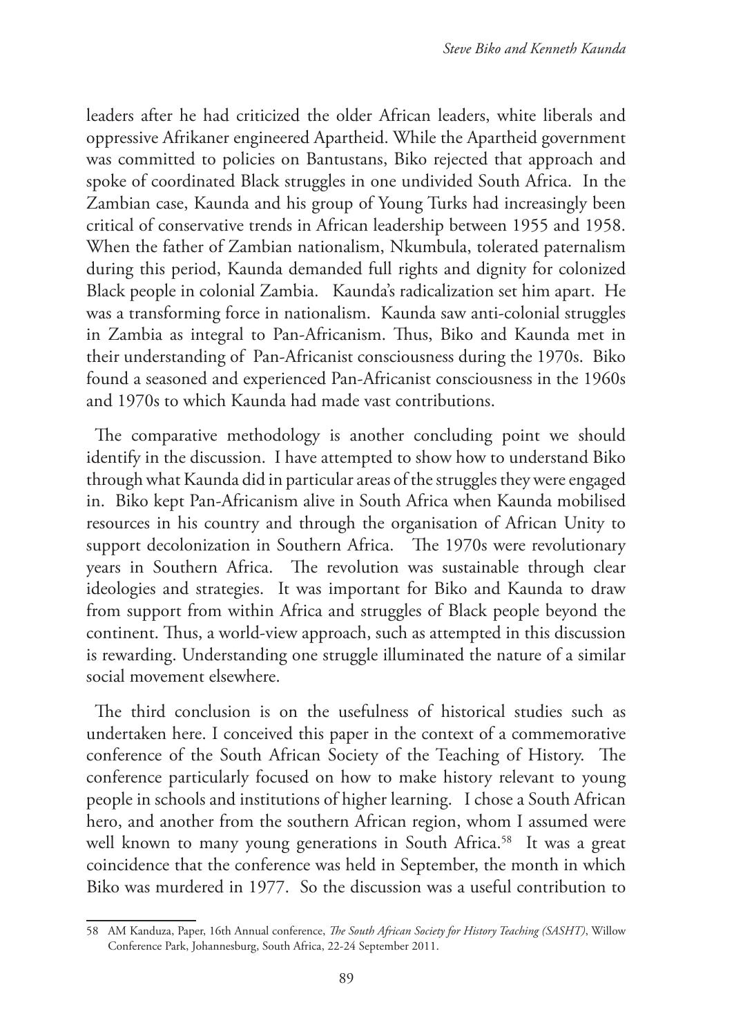leaders after he had criticized the older African leaders, white liberals and oppressive Afrikaner engineered Apartheid. While the Apartheid government was committed to policies on Bantustans, Biko rejected that approach and spoke of coordinated Black struggles in one undivided South Africa. In the Zambian case, Kaunda and his group of Young Turks had increasingly been critical of conservative trends in African leadership between 1955 and 1958. When the father of Zambian nationalism, Nkumbula, tolerated paternalism during this period, Kaunda demanded full rights and dignity for colonized Black people in colonial Zambia. Kaunda's radicalization set him apart. He was a transforming force in nationalism. Kaunda saw anti-colonial struggles in Zambia as integral to Pan-Africanism. Thus, Biko and Kaunda met in their understanding of Pan-Africanist consciousness during the 1970s. Biko found a seasoned and experienced Pan-Africanist consciousness in the 1960s and 1970s to which Kaunda had made vast contributions.

The comparative methodology is another concluding point we should identify in the discussion. I have attempted to show how to understand Biko through what Kaunda did in particular areas of the struggles they were engaged in. Biko kept Pan-Africanism alive in South Africa when Kaunda mobilised resources in his country and through the organisation of African Unity to support decolonization in Southern Africa. The 1970s were revolutionary years in Southern Africa. The revolution was sustainable through clear ideologies and strategies. It was important for Biko and Kaunda to draw from support from within Africa and struggles of Black people beyond the continent. Thus, a world-view approach, such as attempted in this discussion is rewarding. Understanding one struggle illuminated the nature of a similar social movement elsewhere.

The third conclusion is on the usefulness of historical studies such as undertaken here. I conceived this paper in the context of a commemorative conference of the South African Society of the Teaching of History. The conference particularly focused on how to make history relevant to young people in schools and institutions of higher learning. I chose a South African hero, and another from the southern African region, whom I assumed were well known to many young generations in South Africa.[58] It was a great coincidence that the conference was held in September, the month in which Biko was murdered in 1977. So the discussion was a useful contribution to

58 AM Kanduza, Paper, 16th Annual conference, *The South African Society for History Teaching (SASHT)*, Willow Conference Park, Johannesburg, South Africa, 22-24 September 2011.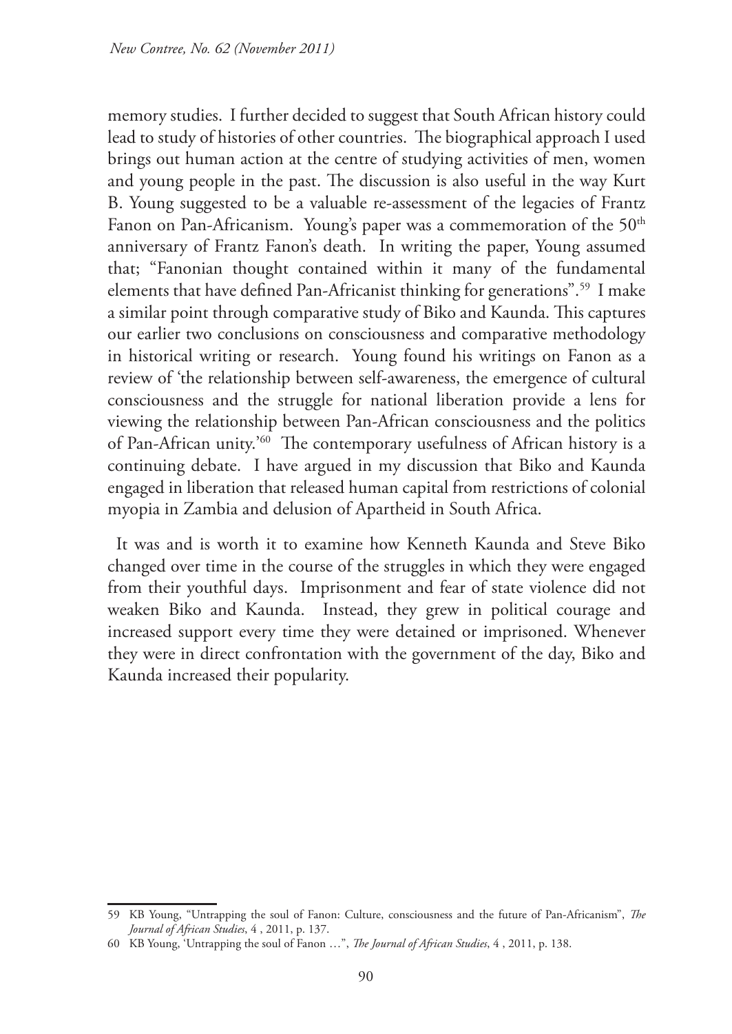memory studies. I further decided to suggest that South African history could lead to study of histories of other countries. The biographical approach I used brings out human action at the centre of studying activities of men, women and young people in the past. The discussion is also useful in the way Kurt B. Young suggested to be a valuable re-assessment of the legacies of Frantz Fanon on Pan-Africanism. Young's paper was a commemoration of the 50th anniversary of Frantz Fanon's death. In writing the paper, Young assumed that; "Fanonian thought contained within it many of the fundamental elements that have defined Pan-Africanist thinking for generations".[59] I make a similar point through comparative study of Biko and Kaunda. This captures our earlier two conclusions on consciousness and comparative methodology in historical writing or research. Young found his writings on Fanon as a review of 'the relationship between self-awareness, the emergence of cultural consciousness and the struggle for national liberation provide a lens for viewing the relationship between Pan-African consciousness and the politics of Pan-African unity.'[60] The contemporary usefulness of African history is a continuing debate. I have argued in my discussion that Biko and Kaunda engaged in liberation that released human capital from restrictions of colonial myopia in Zambia and delusion of Apartheid in South Africa.

It was and is worth it to examine how Kenneth Kaunda and Steve Biko changed over time in the course of the struggles in which they were engaged from their youthful days. Imprisonment and fear of state violence did not weaken Biko and Kaunda. Instead, they grew in political courage and increased support every time they were detained or imprisoned. Whenever they were in direct confrontation with the government of the day, Biko and Kaunda increased their popularity.

---

59 KB Young, "Untrapping the soul of Fanon: Culture, consciousness and the future of Pan-Africanism", *The Journal of African Studies*, 4 , 2011, p. 137.

60 KB Young, 'Untrapping the soul of Fanon …", *The Journal of African Studies*, 4 , 2011, p. 138.